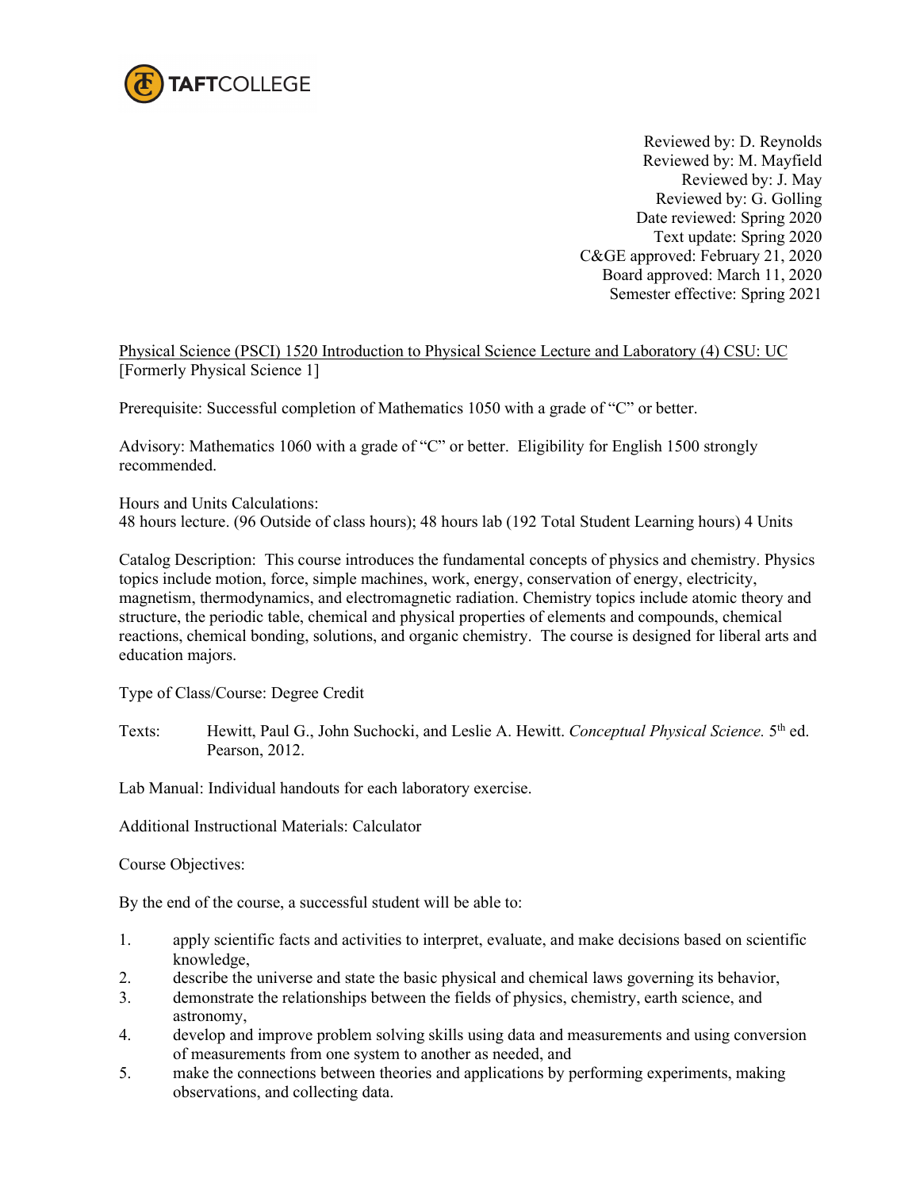TAFTCOLLEGE

Reviewed by: D. Reynolds
Reviewed by: M. Mayfield
Reviewed by: J. May
Reviewed by: G. Golling
Date reviewed: Spring 2020
Text update: Spring 2020
C&GE approved: February 21, 2020
Board approved: March 11, 2020
Semester effective: Spring 2021

Physical Science (PSCI) 1520 Introduction to Physical Science Lecture and Laboratory (4) CSU: UC
[Formerly Physical Science 1]

Prerequisite: Successful completion of Mathematics 1050 with a grade of "C" or better.

Advisory: Mathematics 1060 with a grade of "C" or better. Eligibility for English 1500 strongly recommended.

Hours and Units Calculations:
48 hours lecture. (96 Outside of class hours); 48 hours lab (192 Total Student Learning hours) 4 Units

Catalog Description: This course introduces the fundamental concepts of physics and chemistry. Physics topics include motion, force, simple machines, work, energy, conservation of energy, electricity, magnetism, thermodynamics, and electromagnetic radiation. Chemistry topics include atomic theory and structure, the periodic table, chemical and physical properties of elements and compounds, chemical reactions, chemical bonding, solutions, and organic chemistry. The course is designed for liberal arts and education majors.

Type of Class/Course: Degree Credit

Texts: Hewitt, Paul G., John Suchocki, and Leslie A. Hewitt. *Conceptual Physical Science.* 5th ed. Pearson, 2012.

Lab Manual: Individual handouts for each laboratory exercise.

Additional Instructional Materials: Calculator

Course Objectives:

By the end of the course, a successful student will be able to:

1. apply scientific facts and activities to interpret, evaluate, and make decisions based on scientific knowledge,
2. describe the universe and state the basic physical and chemical laws governing its behavior,
3. demonstrate the relationships between the fields of physics, chemistry, earth science, and astronomy,
4. develop and improve problem solving skills using data and measurements and using conversion of measurements from one system to another as needed, and
5. make the connections between theories and applications by performing experiments, making observations, and collecting data.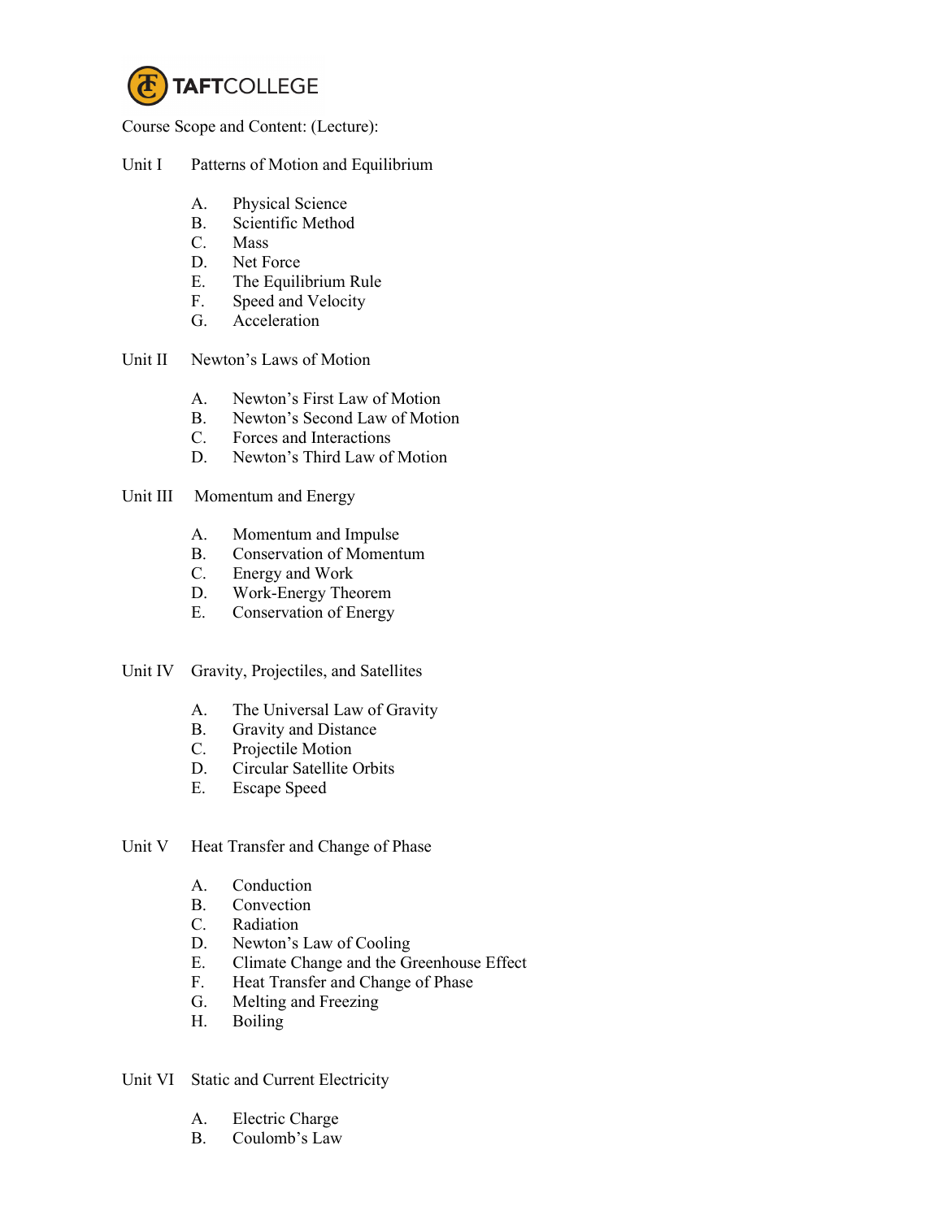Course Scope and Content: (Lecture):

Unit I Patterns of Motion and Equilibrium

- A. Physical Science
- B. Scientific Method
- C. Mass
- D. Net Force
- E. The Equilibrium Rule
- F. Speed and Velocity
- G. Acceleration

Unit II Newton's Laws of Motion

- A. Newton's First Law of Motion
- B. Newton's Second Law of Motion
- C. Forces and Interactions
- D. Newton's Third Law of Motion

Unit III Momentum and Energy

- A. Momentum and Impulse
- B. Conservation of Momentum
- C. Energy and Work
- D. Work-Energy Theorem
- E. Conservation of Energy

Unit IV Gravity, Projectiles, and Satellites

- A. The Universal Law of Gravity
- B. Gravity and Distance
- C. Projectile Motion
- D. Circular Satellite Orbits
- E. Escape Speed

Unit V Heat Transfer and Change of Phase

- A. Conduction
- B. Convection
- C. Radiation
- D. Newton's Law of Cooling
- E. Climate Change and the Greenhouse Effect
- F. Heat Transfer and Change of Phase
- G. Melting and Freezing
- H. Boiling

Unit VI Static and Current Electricity

- A. Electric Charge
- B. Coulomb's Law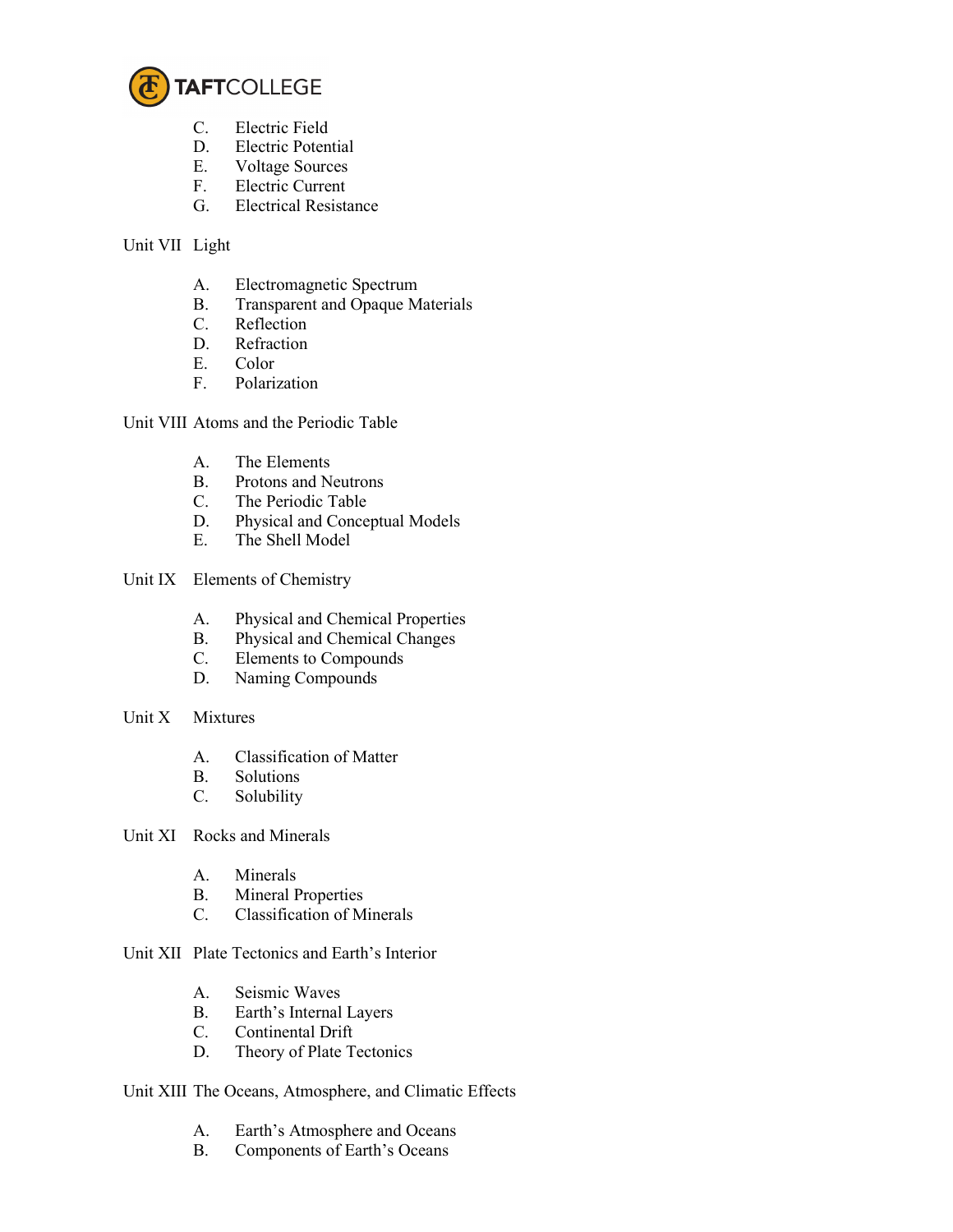C. Electric Field
D. Electric Potential
E. Voltage Sources
F. Electric Current
G. Electrical Resistance

Unit VII Light

A. Electromagnetic Spectrum
B. Transparent and Opaque Materials
C. Reflection
D. Refraction
E. Color
F. Polarization

Unit VIII Atoms and the Periodic Table

A. The Elements
B. Protons and Neutrons
C. The Periodic Table
D. Physical and Conceptual Models
E. The Shell Model

Unit IX Elements of Chemistry

A. Physical and Chemical Properties
B. Physical and Chemical Changes
C. Elements to Compounds
D. Naming Compounds

Unit X Mixtures

A. Classification of Matter
B. Solutions
C. Solubility

Unit XI Rocks and Minerals

A. Minerals
B. Mineral Properties
C. Classification of Minerals

Unit XII Plate Tectonics and Earth's Interior

A. Seismic Waves
B. Earth's Internal Layers
C. Continental Drift
D. Theory of Plate Tectonics

Unit XIII The Oceans, Atmosphere, and Climatic Effects

A. Earth's Atmosphere and Oceans
B. Components of Earth's Oceans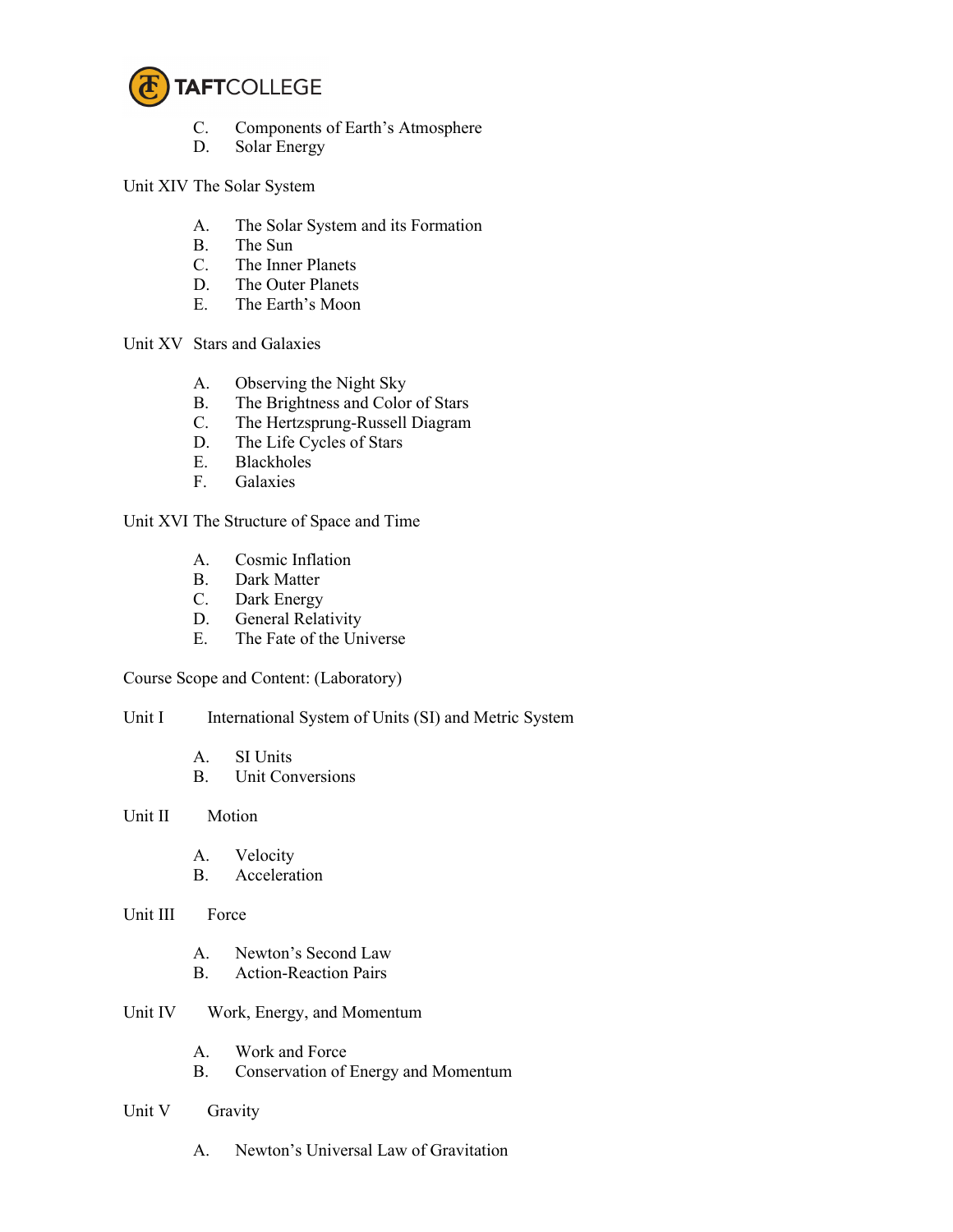C. Components of Earth's Atmosphere
D. Solar Energy

Unit XIV The Solar System

A. The Solar System and its Formation
B. The Sun
C. The Inner Planets
D. The Outer Planets
E. The Earth's Moon

Unit XV Stars and Galaxies

A. Observing the Night Sky
B. The Brightness and Color of Stars
C. The Hertzsprung-Russell Diagram
D. The Life Cycles of Stars
E. Blackholes
F. Galaxies

Unit XVI The Structure of Space and Time

A. Cosmic Inflation
B. Dark Matter
C. Dark Energy
D. General Relativity
E. The Fate of the Universe

Course Scope and Content: (Laboratory)

Unit I International System of Units (SI) and Metric System

A. SI Units
B. Unit Conversions

Unit II Motion

A. Velocity
B. Acceleration

Unit III Force

A. Newton's Second Law
B. Action-Reaction Pairs

Unit IV Work, Energy, and Momentum

A. Work and Force
B. Conservation of Energy and Momentum

Unit V Gravity

A. Newton's Universal Law of Gravitation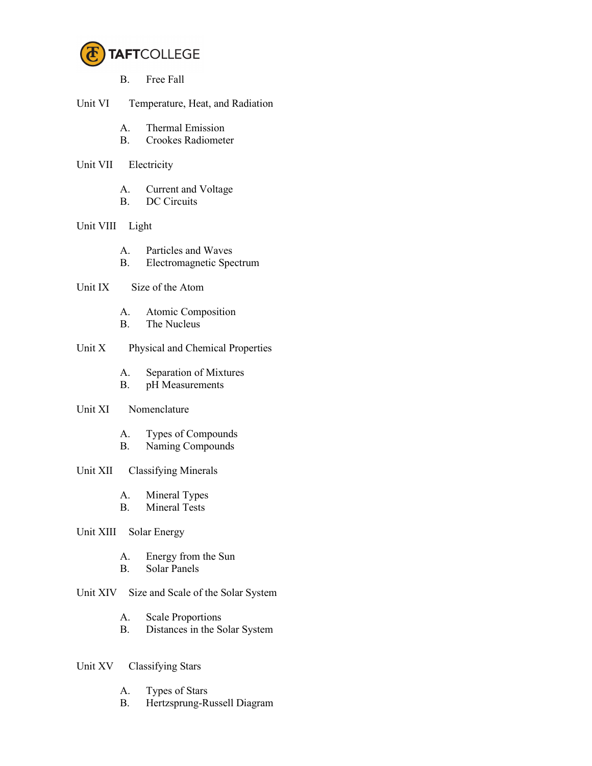B. Free Fall

Unit VI Temperature, Heat, and Radiation

A. Thermal Emission
B. Crookes Radiometer

Unit VII Electricity

A. Current and Voltage
B. DC Circuits

Unit VIII Light

A. Particles and Waves
B. Electromagnetic Spectrum

Unit IX Size of the Atom

A. Atomic Composition
B. The Nucleus

Unit X Physical and Chemical Properties

A. Separation of Mixtures
B. pH Measurements

Unit XI Nomenclature

A. Types of Compounds
B. Naming Compounds

Unit XII Classifying Minerals

A. Mineral Types
B. Mineral Tests

Unit XIII Solar Energy

A. Energy from the Sun
B. Solar Panels

Unit XIV Size and Scale of the Solar System

A. Scale Proportions
B. Distances in the Solar System

Unit XV Classifying Stars

A. Types of Stars
B. Hertzsprung-Russell Diagram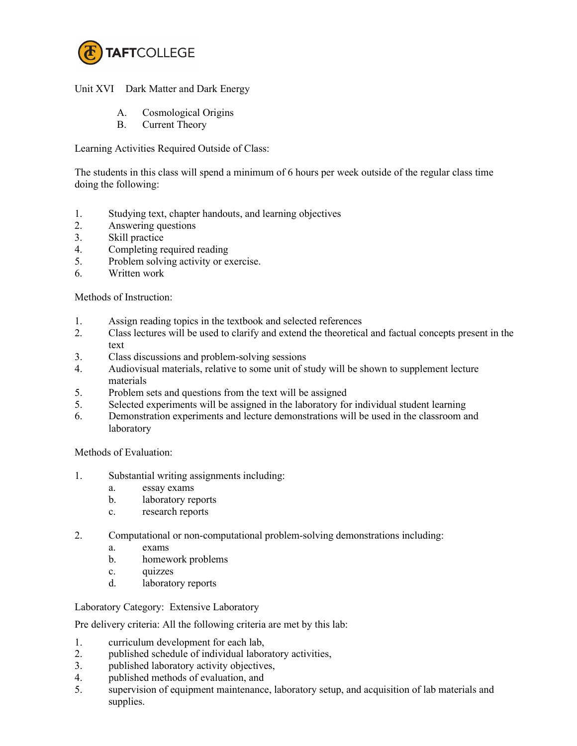Unit XVI Dark Matter and Dark Energy

A. Cosmological Origins
B. Current Theory

Learning Activities Required Outside of Class:

The students in this class will spend a minimum of 6 hours per week outside of the regular class time doing the following:

1. Studying text, chapter handouts, and learning objectives
2. Answering questions
3. Skill practice
4. Completing required reading
5. Problem solving activity or exercise.
6. Written work

Methods of Instruction:

1. Assign reading topics in the textbook and selected references
2. Class lectures will be used to clarify and extend the theoretical and factual concepts present in the text
3. Class discussions and problem-solving sessions
4. Audiovisual materials, relative to some unit of study will be shown to supplement lecture materials
5. Problem sets and questions from the text will be assigned
5. Selected experiments will be assigned in the laboratory for individual student learning
6. Demonstration experiments and lecture demonstrations will be used in the classroom and laboratory

Methods of Evaluation:

1. Substantial writing assignments including:
   a. essay exams
   b. laboratory reports
   c. research reports

2. Computational or non-computational problem-solving demonstrations including:
   a. exams
   b. homework problems
   c. quizzes
   d. laboratory reports

Laboratory Category: Extensive Laboratory

Pre delivery criteria: All the following criteria are met by this lab:

1. curriculum development for each lab,
2. published schedule of individual laboratory activities,
3. published laboratory activity objectives,
4. published methods of evaluation, and
5. supervision of equipment maintenance, laboratory setup, and acquisition of lab materials and supplies.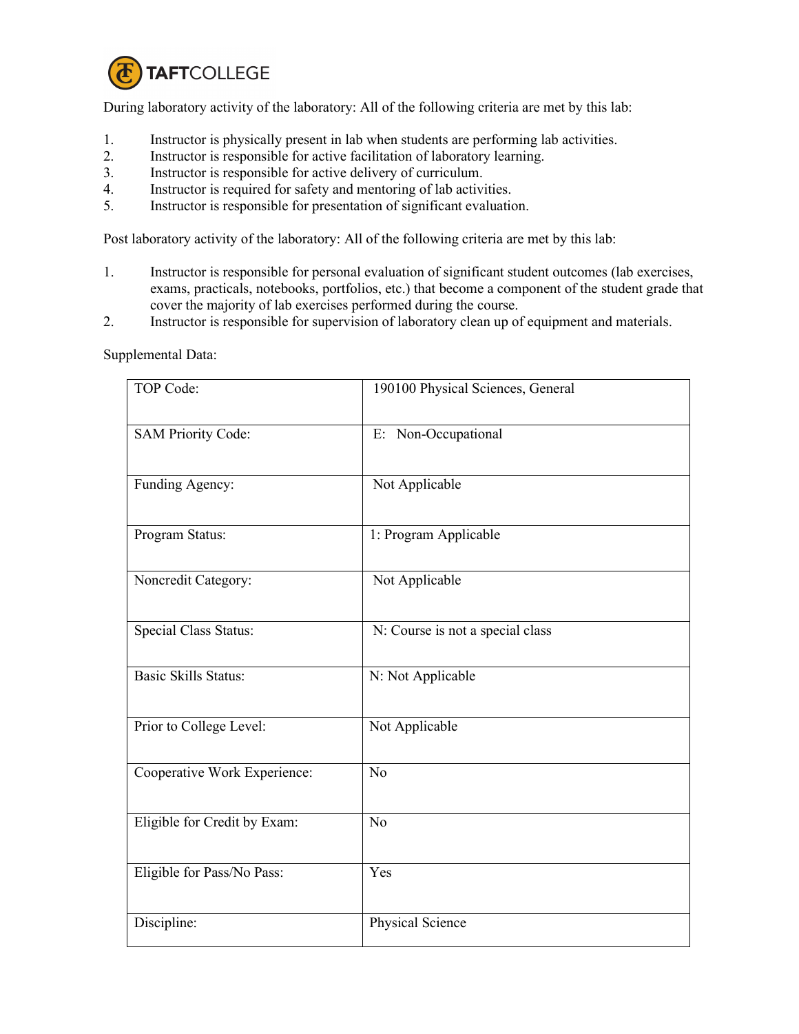During laboratory activity of the laboratory: All of the following criteria are met by this lab:

1. Instructor is physically present in lab when students are performing lab activities.
2. Instructor is responsible for active facilitation of laboratory learning.
3. Instructor is responsible for active delivery of curriculum.
4. Instructor is required for safety and mentoring of lab activities.
5. Instructor is responsible for presentation of significant evaluation.

Post laboratory activity of the laboratory: All of the following criteria are met by this lab:

1. Instructor is responsible for personal evaluation of significant student outcomes (lab exercises, exams, practicals, notebooks, portfolios, etc.) that become a component of the student grade that cover the majority of lab exercises performed during the course.
2. Instructor is responsible for supervision of laboratory clean up of equipment and materials.

Supplemental Data:

| | |
|---|---|
| TOP Code: | 190100 Physical Sciences, General |
| SAM Priority Code: | E: Non-Occupational |
| Funding Agency: | Not Applicable |
| Program Status: | 1: Program Applicable |
| Noncredit Category: | Not Applicable |
| Special Class Status: | N: Course is not a special class |
| Basic Skills Status: | N: Not Applicable |
| Prior to College Level: | Not Applicable |
| Cooperative Work Experience: | No |
| Eligible for Credit by Exam: | No |
| Eligible for Pass/No Pass: | Yes |
| Discipline: | Physical Science |